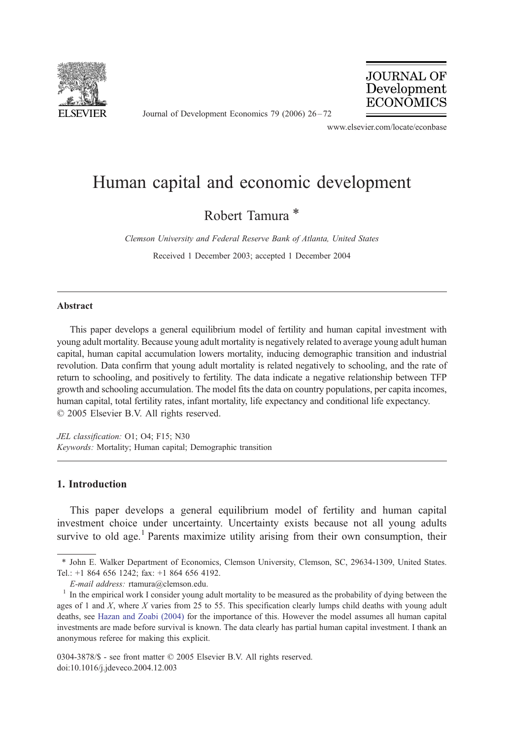# Human capital and economic development

Robert Tamura *

*Clemson University and Federal Reserve Bank of Atlanta, United States*

Received 1 December 2003; accepted 1 December 2004

## Abstract

This paper develops a general equilibrium model of fertility and human capital investment with young adult mortality. Because young adult mortality is negatively related to average young adult human capital, human capital accumulation lowers mortality, inducing demographic transition and industrial revolution. Data confirm that young adult mortality is related negatively to schooling, and the rate of return to schooling, and positively to fertility. The data indicate a negative relationship between TFP growth and schooling accumulation. The model fits the data on country populations, per capita incomes, human capital, total fertility rates, infant mortality, life expectancy and conditional life expectancy.
© 2005 Elsevier B.V. All rights reserved.

*JEL classification:* O1; O4; F15; N30
*Keywords:* Mortality; Human capital; Demographic transition

## 1. Introduction

This paper develops a general equilibrium model of fertility and human capital investment choice under uncertainty. Uncertainty exists because not all young adults survive to old age.[1] Parents maximize utility arising from their own consumption, their

---

* John E. Walker Department of Economics, Clemson University, Clemson, SC, 29634-1309, United States. Tel.: +1 864 656 1242; fax: +1 864 656 4192.

*E-mail address:* rtamura@clemson.edu.

[1] In the empirical work I consider young adult mortality to be measured as the probability of dying between the ages of 1 and X, where X varies from 25 to 55. This specification clearly lumps child deaths with young adult deaths, see Hazan and Zoabi (2004) for the importance of this. However the model assumes all human capital investments are made before survival is known. The data clearly has partial human capital investment. I thank an anonymous referee for making this explicit.

0304-3878/$ - see front matter © 2005 Elsevier B.V. All rights reserved.
doi:10.1016/j.jdeveco.2004.12.003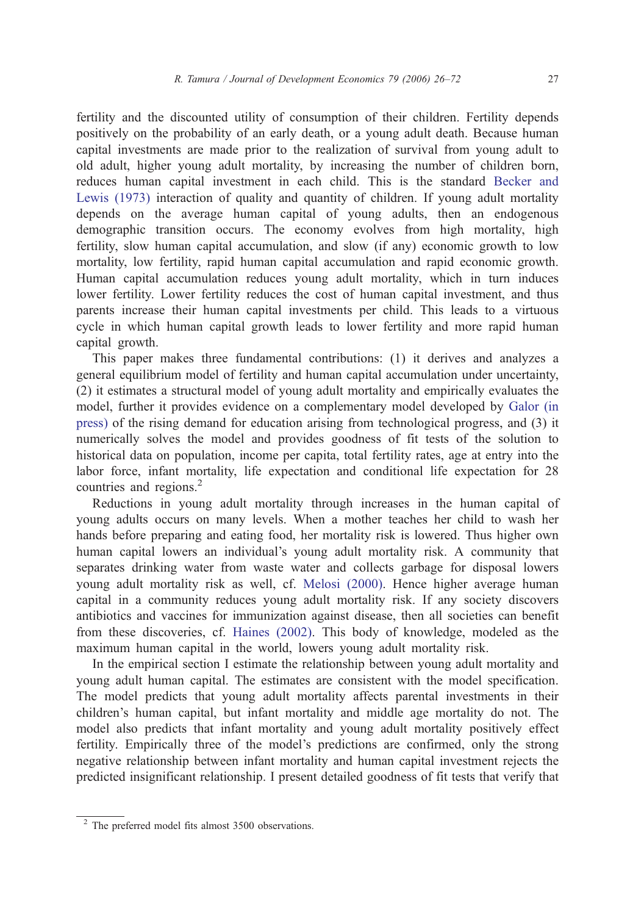fertility and the discounted utility of consumption of their children. Fertility depends positively on the probability of an early death, or a young adult death. Because human capital investments are made prior to the realization of survival from young adult to old adult, higher young adult mortality, by increasing the number of children born, reduces human capital investment in each child. This is the standard Becker and Lewis (1973) interaction of quality and quantity of children. If young adult mortality depends on the average human capital of young adults, then an endogenous demographic transition occurs. The economy evolves from high mortality, high fertility, slow human capital accumulation, and slow (if any) economic growth to low mortality, low fertility, rapid human capital accumulation and rapid economic growth. Human capital accumulation reduces young adult mortality, which in turn induces lower fertility. Lower fertility reduces the cost of human capital investment, and thus parents increase their human capital investments per child. This leads to a virtuous cycle in which human capital growth leads to lower fertility and more rapid human capital growth.

This paper makes three fundamental contributions: (1) it derives and analyzes a general equilibrium model of fertility and human capital accumulation under uncertainty, (2) it estimates a structural model of young adult mortality and empirically evaluates the model, further it provides evidence on a complementary model developed by Galor (in press) of the rising demand for education arising from technological progress, and (3) it numerically solves the model and provides goodness of fit tests of the solution to historical data on population, income per capita, total fertility rates, age at entry into the labor force, infant mortality, life expectation and conditional life expectation for 28 countries and regions.[2]

Reductions in young adult mortality through increases in the human capital of young adults occurs on many levels. When a mother teaches her child to wash her hands before preparing and eating food, her mortality risk is lowered. Thus higher own human capital lowers an individual's young adult mortality risk. A community that separates drinking water from waste water and collects garbage for disposal lowers young adult mortality risk as well, cf. Melosi (2000). Hence higher average human capital in a community reduces young adult mortality risk. If any society discovers antibiotics and vaccines for immunization against disease, then all societies can benefit from these discoveries, cf. Haines (2002). This body of knowledge, modeled as the maximum human capital in the world, lowers young adult mortality risk.

In the empirical section I estimate the relationship between young adult mortality and young adult human capital. The estimates are consistent with the model specification. The model predicts that young adult mortality affects parental investments in their children's human capital, but infant mortality and middle age mortality do not. The model also predicts that infant mortality and young adult mortality positively effect fertility. Empirically three of the model's predictions are confirmed, only the strong negative relationship between infant mortality and human capital investment rejects the predicted insignificant relationship. I present detailed goodness of fit tests that verify that

[2] The preferred model fits almost 3500 observations.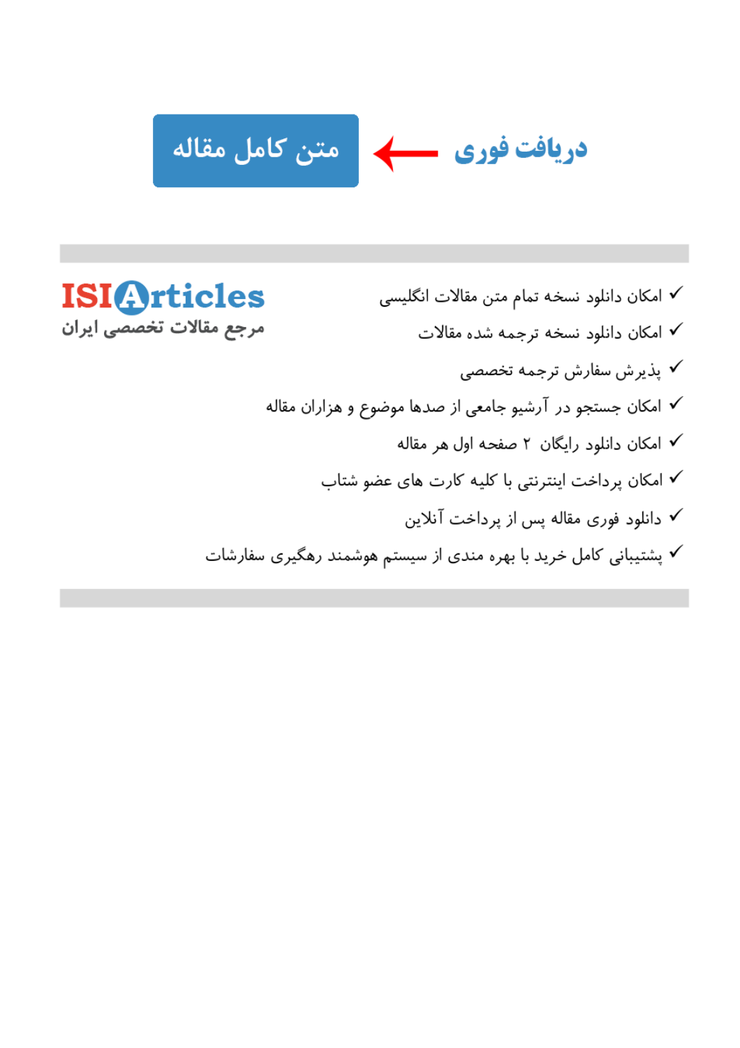دریافت فوری ← متن کامل مقاله

**ISIArticles**
مرجع مقالات تخصصی ایران

- ✓ امکان دانلود نسخه تمام متن مقالات انگلیسی
- ✓ امکان دانلود نسخه ترجمه شده مقالات
- ✓ پذیرش سفارش ترجمه تخصصی
- ✓ امکان جستجو در آرشیو جامعی از صدها موضوع و هزاران مقاله
- ✓ امکان دانلود رایگان ۲ صفحه اول هر مقاله
- ✓ امکان پرداخت اینترنتی با کلیه کارت های عضو شتاب
- ✓ دانلود فوری مقاله پس از پرداخت آنلاین
- ✓ پشتیبانی کامل خرید با بهره مندی از سیستم هوشمند رهگیری سفارشات